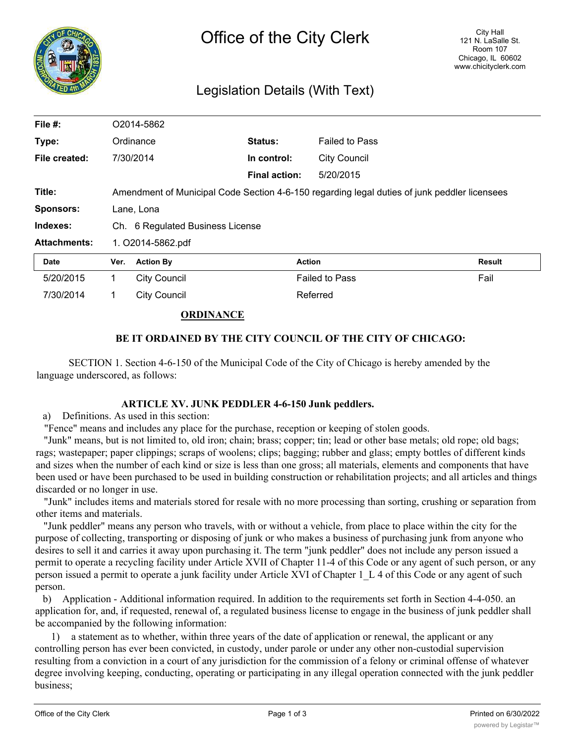# Office of the City Clerk

City Hall
121 N. LaSalle St.
Room 107
Chicago, IL 60602
www.chicityclerk.com

## Legislation Details (With Text)

| | | | |
|---|---|---|---|
| **File #:** | O2014-5862 | | |
| **Type:** | Ordinance | **Status:** | Failed to Pass |
| **File created:** | 7/30/2014 | **In control:** | City Council |
| | | **Final action:** | 5/20/2015 |
| **Title:** | Amendment of Municipal Code Section 4-6-150 regarding legal duties of junk peddler licensees | | |
| **Sponsors:** | Lane, Lona | | |
| **Indexes:** | Ch. 6 Regulated Business License | | |
| **Attachments:** | 1. O2014-5862.pdf | | |

| Date | Ver. | Action By | Action | Result |
|---|---|---|---|---|
| 5/20/2015 | 1 | City Council | Failed to Pass | Fail |
| 7/30/2014 | 1 | City Council | Referred | |

**ORDINANCE**

**BE IT ORDAINED BY THE CITY COUNCIL OF THE CITY OF CHICAGO:**

SECTION 1. Section 4-6-150 of the Municipal Code of the City of Chicago is hereby amended by the language underscored, as follows:

**ARTICLE XV. JUNK PEDDLER 4-6-150 Junk peddlers.**

a) Definitions. As used in this section:

"Fence" means and includes any place for the purchase, reception or keeping of stolen goods.

"Junk" means, but is not limited to, old iron; chain; brass; copper; tin; lead or other base metals; old rope; old bags; rags; wastepaper; paper clippings; scraps of woolens; clips; bagging; rubber and glass; empty bottles of different kinds and sizes when the number of each kind or size is less than one gross; all materials, elements and components that have been used or have been purchased to be used in building construction or rehabilitation projects; and all articles and things discarded or no longer in use.

"Junk" includes items and materials stored for resale with no more processing than sorting, crushing or separation from other items and materials.

"Junk peddler" means any person who travels, with or without a vehicle, from place to place within the city for the purpose of collecting, transporting or disposing of junk or who makes a business of purchasing junk from anyone who desires to sell it and carries it away upon purchasing it. The term "junk peddler" does not include any person issued a permit to operate a recycling facility under Article XVII of Chapter 11-4 of this Code or any agent of such person, or any person issued a permit to operate a junk facility under Article XVI of Chapter 1_L 4 of this Code or any agent of such person.

b) Application - Additional information required. In addition to the requirements set forth in Section 4-4-050. an application for, and, if requested, renewal of, a regulated business license to engage in the business of junk peddler shall be accompanied by the following information:

1) a statement as to whether, within three years of the date of application or renewal, the applicant or any controlling person has ever been convicted, in custody, under parole or under any other non-custodial supervision resulting from a conviction in a court of any jurisdiction for the commission of a felony or criminal offense of whatever degree involving keeping, conducting, operating or participating in any illegal operation connected with the junk peddler business;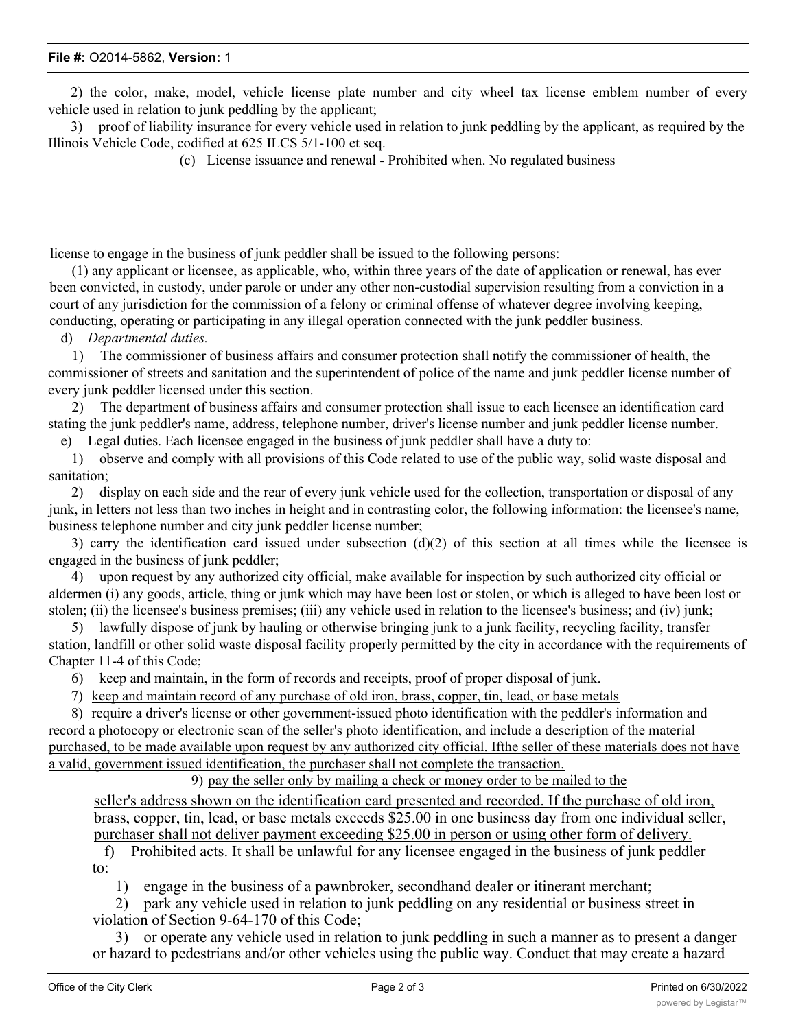2) the color, make, model, vehicle license plate number and city wheel tax license emblem number of every vehicle used in relation to junk peddling by the applicant;

3) proof of liability insurance for every vehicle used in relation to junk peddling by the applicant, as required by the Illinois Vehicle Code, codified at 625 ILCS 5/1-100 et seq.

(c) License issuance and renewal - Prohibited when. No regulated business license to engage in the business of junk peddler shall be issued to the following persons:

(1) any applicant or licensee, as applicable, who, within three years of the date of application or renewal, has ever been convicted, in custody, under parole or under any other non-custodial supervision resulting from a conviction in a court of any jurisdiction for the commission of a felony or criminal offense of whatever degree involving keeping, conducting, operating or participating in any illegal operation connected with the junk peddler business.

d) *Departmental duties.*

1) The commissioner of business affairs and consumer protection shall notify the commissioner of health, the commissioner of streets and sanitation and the superintendent of police of the name and junk peddler license number of every junk peddler licensed under this section.

2) The department of business affairs and consumer protection shall issue to each licensee an identification card stating the junk peddler's name, address, telephone number, driver's license number and junk peddler license number.

e) Legal duties. Each licensee engaged in the business of junk peddler shall have a duty to:

1) observe and comply with all provisions of this Code related to use of the public way, solid waste disposal and sanitation;

2) display on each side and the rear of every junk vehicle used for the collection, transportation or disposal of any junk, in letters not less than two inches in height and in contrasting color, the following information: the licensee's name, business telephone number and city junk peddler license number;

3) carry the identification card issued under subsection (d)(2) of this section at all times while the licensee is engaged in the business of junk peddler;

4) upon request by any authorized city official, make available for inspection by such authorized city official or aldermen (i) any goods, article, thing or junk which may have been lost or stolen, or which is alleged to have been lost or stolen; (ii) the licensee's business premises; (iii) any vehicle used in relation to the licensee's business; and (iv) junk;

5) lawfully dispose of junk by hauling or otherwise bringing junk to a junk facility, recycling facility, transfer station, landfill or other solid waste disposal facility properly permitted by the city in accordance with the requirements of Chapter 11-4 of this Code;

6) keep and maintain, in the form of records and receipts, proof of proper disposal of junk.

7) <u>keep and maintain record of any purchase of old iron, brass, copper, tin, lead, or base metals</u>

8) <u>require a driver's license or other government-issued photo identification with the peddler's information and record a photocopy or electronic scan of the seller's photo identification, and include a description of the material purchased, to be made available upon request by any authorized city official. Ifthe seller of these materials does not have a valid, government issued identification, the purchaser shall not complete the transaction.</u>

9) <u>pay the seller only by mailing a check or money order to be mailed to the seller's address shown on the identification card presented and recorded. If the purchase of old iron, brass, copper, tin, lead, or base metals exceeds $25.00 in one business day from one individual seller, purchaser shall not deliver payment exceeding $25.00 in person or using other form of delivery.</u>

f) Prohibited acts. It shall be unlawful for any licensee engaged in the business of junk peddler to:

1) engage in the business of a pawnbroker, secondhand dealer or itinerant merchant;

2) park any vehicle used in relation to junk peddling on any residential or business street in violation of Section 9-64-170 of this Code;

3) or operate any vehicle used in relation to junk peddling in such a manner as to present a danger or hazard to pedestrians and/or other vehicles using the public way. Conduct that may create a hazard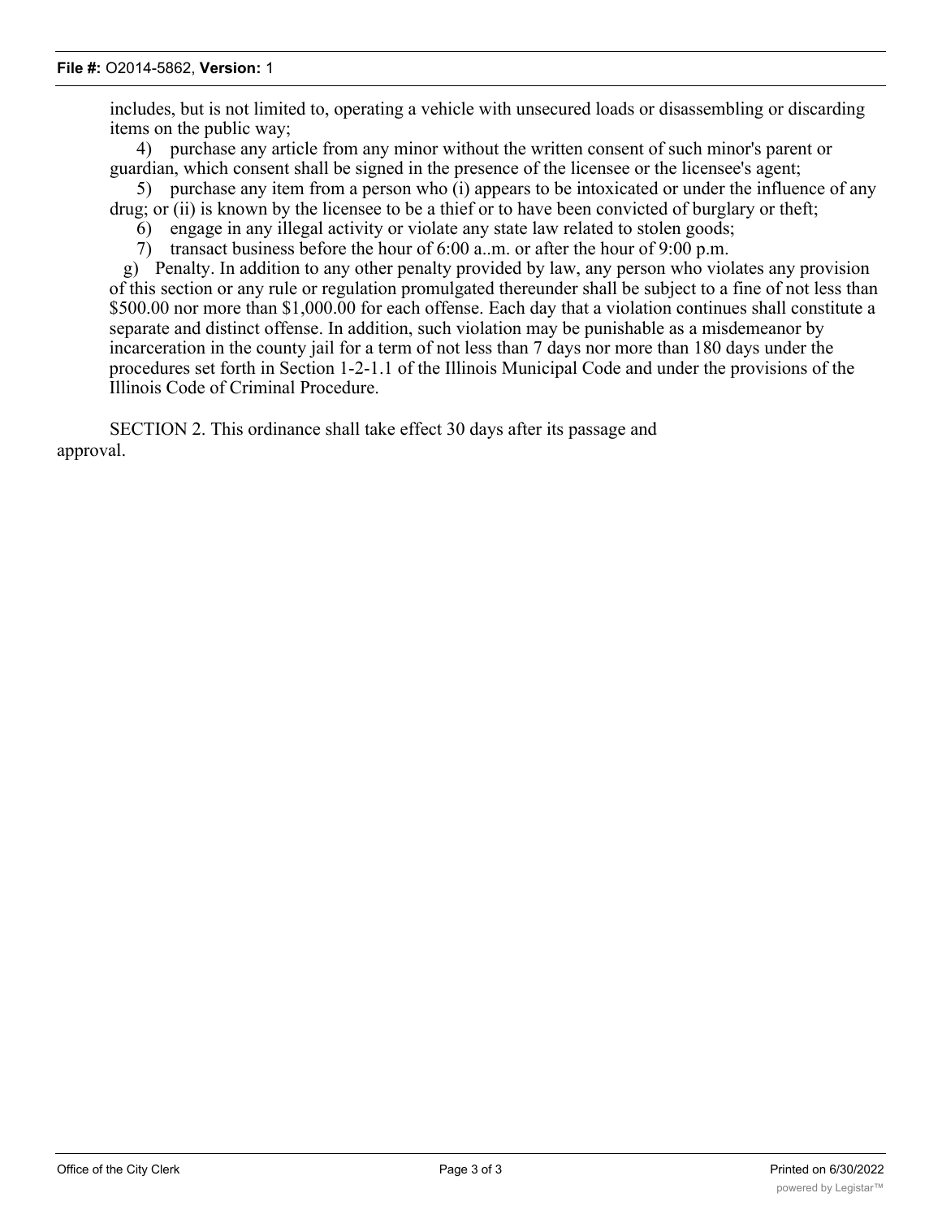includes, but is not limited to, operating a vehicle with unsecured loads or disassembling or discarding items on the public way;

4) purchase any article from any minor without the written consent of such minor's parent or guardian, which consent shall be signed in the presence of the licensee or the licensee's agent;

5) purchase any item from a person who (i) appears to be intoxicated or under the influence of any drug; or (ii) is known by the licensee to be a thief or to have been convicted of burglary or theft;

6) engage in any illegal activity or violate any state law related to stolen goods;

7) transact business before the hour of 6:00 a..m. or after the hour of 9:00 p.m.

g) Penalty. In addition to any other penalty provided by law, any person who violates any provision of this section or any rule or regulation promulgated thereunder shall be subject to a fine of not less than $500.00 nor more than $1,000.00 for each offense. Each day that a violation continues shall constitute a separate and distinct offense. In addition, such violation may be punishable as a misdemeanor by incarceration in the county jail for a term of not less than 7 days nor more than 180 days under the procedures set forth in Section 1-2-1.1 of the Illinois Municipal Code and under the provisions of the Illinois Code of Criminal Procedure.

SECTION 2. This ordinance shall take effect 30 days after its passage and approval.